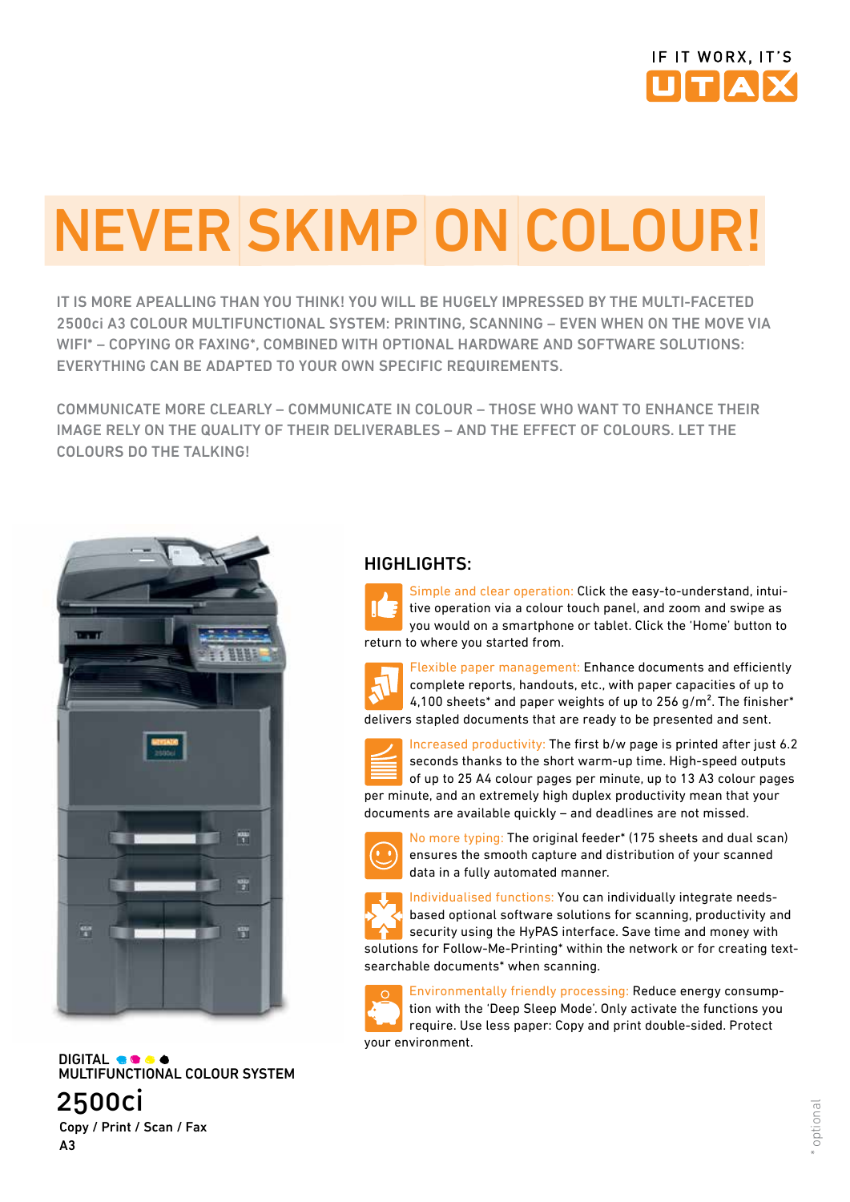IF IT WORX, IT'S UTAX

# NEVER SKIMP ON COLOUR!

IT IS MORE APEALLING THAN YOU THINK! YOU WILL BE HUGELY IMPRESSED BY THE MULTI-FACETED 2500ci A3 COLOUR MULTIFUNCTIONAL SYSTEM: PRINTING, SCANNING – EVEN WHEN ON THE MOVE VIA WIFI* – COPYING OR FAXING*, COMBINED WITH OPTIONAL HARDWARE AND SOFTWARE SOLUTIONS: EVERYTHING CAN BE ADAPTED TO YOUR OWN SPECIFIC REQUIREMENTS.

COMMUNICATE MORE CLEARLY – COMMUNICATE IN COLOUR – THOSE WHO WANT TO ENHANCE THEIR IMAGE RELY ON THE QUALITY OF THEIR DELIVERABLES – AND THE EFFECT OF COLOURS. LET THE COLOURS DO THE TALKING!

DIGITAL
MULTIFUNCTIONAL COLOUR SYSTEM

## 2500ci

Copy / Print / Scan / Fax
A3

## HIGHLIGHTS:

**Simple and clear operation:** Click the easy-to-understand, intuitive operation via a colour touch panel, and zoom and swipe as you would on a smartphone or tablet. Click the 'Home' button to return to where you started from.

**Flexible paper management:** Enhance documents and efficiently complete reports, handouts, etc., with paper capacities of up to 4,100 sheets* and paper weights of up to 256 g/m². The finisher* delivers stapled documents that are ready to be presented and sent.

**Increased productivity:** The first b/w page is printed after just 6.2 seconds thanks to the short warm-up time. High-speed outputs of up to 25 A4 colour pages per minute, up to 13 A3 colour pages per minute, and an extremely high duplex productivity mean that your documents are available quickly – and deadlines are not missed.

**No more typing:** The original feeder* (175 sheets and dual scan) ensures the smooth capture and distribution of your scanned data in a fully automated manner.

**Individualised functions:** You can individually integrate needs-based optional software solutions for scanning, productivity and security using the HyPAS interface. Save time and money with solutions for Follow-Me-Printing* within the network or for creating text-searchable documents* when scanning.

**Environmentally friendly processing:** Reduce energy consumption with the 'Deep Sleep Mode'. Only activate the functions you require. Use less paper: Copy and print double-sided. Protect your environment.

\* optional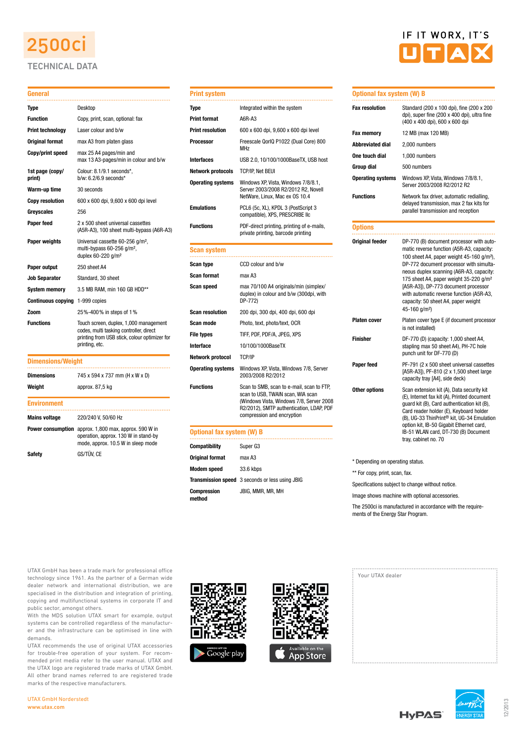# 2500ci

## TECHNICAL DATA

IF IT WORX, IT'S UTAX

### General

| | |
|---|---|
| **Type** | Desktop |
| **Function** | Copy, print, scan, optional: fax |
| **Print technology** | Laser colour and b/w |
| **Original format** | max A3 from platen glass |
| **Copy/print speed** | max 25 A4 pages/min and max 13 A3-pages/min in colour and b/w |
| **1st page (copy/ print)** | Colour: 8.1/9.1 seconds*, b/w: 6.2/6.9 seconds* |
| **Warm-up time** | 30 seconds |
| **Copy resolution** | 600 x 600 dpi, 9,600 x 600 dpi level |
| **Greyscales** | 256 |
| **Paper feed** | 2 x 500 sheet universal cassettes (A5R-A3), 100 sheet multi-bypass (A6R-A3) |
| **Paper weights** | Universal cassette 60-256 g/m², multi-bypass 60-256 g/m², duplex 60-220 g/m² |
| **Paper output** | 250 sheet A4 |
| **Job Separator** | Standard, 30 sheet |
| **System memory** | 3.5 MB RAM, min 160 GB HDD** |
| **Continuous copying** | 1-999 copies |
| **Zoom** | 25%-400% in steps of 1% |
| **Functions** | Touch screen, duplex, 1,000 management codes, multi tasking controller, direct printing from USB stick, colour optimizer for printing, etc. |

### Dimensions/Weight

| | |
|---|---|
| **Dimensions** | 745 x 594 x 737 mm (H x W x D) |
| **Weight** | approx. 87,5 kg |

### Environment

| | |
|---|---|
| **Mains voltage** | 220/240 V, 50/60 Hz |
| **Power consumption** | approx. 1,800 max, approx. 590 W in operation, approx. 130 W in stand-by mode, approx. 10.5 W in sleep mode |
| **Safety** | GS/TÜV, CE |

### Print system

| | |
|---|---|
| **Type** | Integrated within the system |
| **Print format** | A6R-A3 |
| **Print resolution** | 600 x 600 dpi, 9,600 x 600 dpi level |
| **Processor** | Freescale QorIQ P1022 (Dual Core) 800 MHz |
| **Interfaces** | USB 2.0, 10/100/1000BaseTX, USB host |
| **Network protocols** | TCP/IP, Net BEUI |
| **Operating systems** | Windows XP, Vista, Windows 7/8/8.1, Server 2003/2008 R2/2012 R2, Novell NetWare, Linux, Mac ex OS 10.4 |
| **Emulations** | PCL6 (5c, XL), KPDL 3 (PostScript 3 compatible), XPS, PRESCRIBE IIc |
| **Functions** | PDF-direct printing, printing of e-mails, private printing, barcode printing |

### Scan system

| | |
|---|---|
| **Scan type** | CCD colour and b/w |
| **Scan format** | max A3 |
| **Scan speed** | max 70/100 A4 originals/min (simplex/ duplex) in colour and b/w (300dpi, with DP-772) |
| **Scan resolution** | 200 dpi, 300 dpi, 400 dpi, 600 dpi |
| **Scan mode** | Photo, text, photo/text, OCR |
| **File types** | TIFF, PDF, PDF/A, JPEG, XPS |
| **Interface** | 10/100/1000BaseTX |
| **Network protocol** | TCP/IP |
| **Operating systems** | Windows XP, Vista, Windows 7/8, Server 2003/2008 R2/2012 |
| **Functions** | Scan to SMB, scan to e-mail, scan to FTP, scan to USB, TWAIN scan, WIA scan (Windows Vista, Windows 7/8, Server 2008 R2/2012), SMTP authentication, LDAP, PDF compression and encryption |

### Optional fax system (W) B

| | |
|---|---|
| **Compatibility** | Super G3 |
| **Original format** | max A3 |
| **Modem speed** | 33.6 kbps |
| **Transmission speed** | 3 seconds or less using JBIG |
| **Compression method** | JBIG, MMR, MR, MH |

### Optional fax system (W) B

| | |
|---|---|
| **Fax resolution** | Standard (200 x 100 dpi), fine (200 x 200 dpi), super fine (200 x 400 dpi), ultra fine (400 x 400 dpi), 600 x 600 dpi |
| **Fax memory** | 12 MB (max 120 MB) |
| **Abbreviated dial** | 2,000 numbers |
| **One touch dial** | 1,000 numbers |
| **Group dial** | 500 numbers |
| **Operating systems** | Windows XP, Vista, Windows 7/8/8.1, Server 2003/2008 R2/2012 R2 |
| **Functions** | Network fax driver, automatic redialling, delayed transmission, max 2 fax kits for parallel transmission and reception |

### Options

| | |
|---|---|
| **Original feeder** | DP-770 (B) document processor with automatic reverse function (A5R-A3, capacity: 100 sheet A4, paper weight 45-160 g/m²), DP-772 document processor with simultaneous duplex scanning (A6R-A3, capacity: 175 sheet A4, paper weight 35-220 g/m² [A5R-A3]), DP-773 document processor with automatic reverse function (A5R-A3, capacity: 50 sheet A4, paper weight 45-160 g/m²) |
| **Platen cover** | Platen cover type E (if document processor is not installed) |
| **Finisher** | DF-770 (D) (capacity: 1,000 sheet A4, stapling max 50 sheet A4), PH-7C hole punch unit for DF-770 (D) |
| **Paper feed** | PF-791 (2 x 500 sheet universal cassettes [A5R-A3]), PF-810 (2 x 1,500 sheet large capacity tray [A4], side deck) |
| **Other options** | Scan extension kit (A), Data security kit (E), Internet fax kit (A), Printed document guard kit (B), Card authentication kit (B), Card reader holder (E), Keyboard holder (B), UG-33 ThinPrint® kit, UG-34 Emulation option kit, IB-50 Gigabit Ethernet card, IB-51 WLAN card, DT-730 (B) Document tray, cabinet no. 70 |

\* Depending on operating status.

\*\* For copy, print, scan, fax.

Specifications subject to change without notice.

Image shows machine with optional accessories.

The 2500ci is manufactured in accordance with the requirements of the Energy Star Program.

UTAX GmbH has been a trade mark for professional office technology since 1961. As the partner of a German wide dealer network and international distribution, we are specialised in the distribution and integration of printing, copying and multifunctional systems in corporate IT and public sector, amongst others.
With the MDS solution UTAX smart for example, output systems can be controlled regardless of the manufacturer and the infrastructure can be optimised in line with demands.
UTAX recommends the use of original UTAX accessories for trouble-free operation of your system. For recommended print media refer to the user manual. UTAX and the UTAX logo are registered trade marks of UTAX GmbH. All other brand names referred to are registered trade marks of the respective manufacturers.

UTAX GmbH Norderstedt
www.utax.com

ANDROID APP ON Google play

Available on the App Store

Your UTAX dealer

HyPAS

ENERGY STAR

12/2013